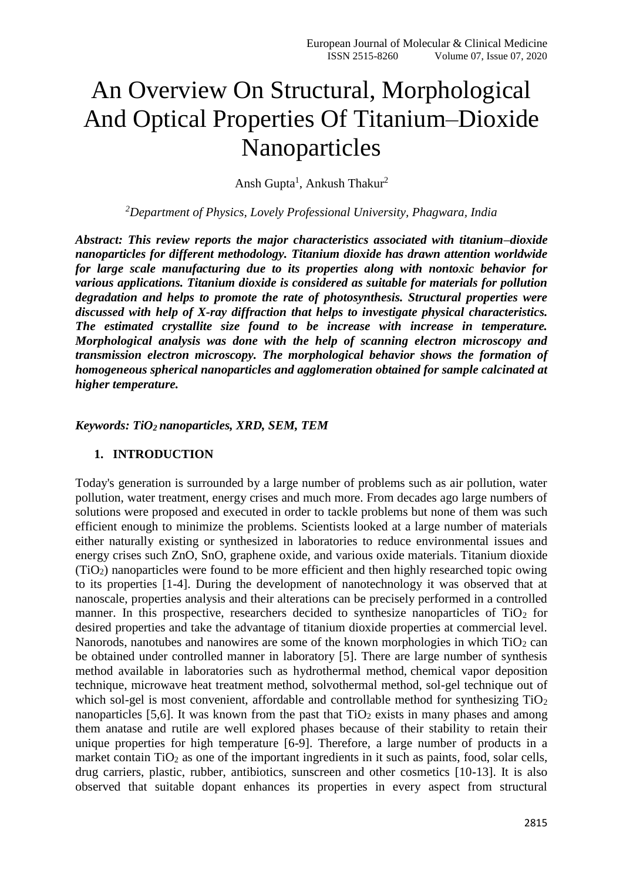# An Overview On Structural, Morphological And Optical Properties Of Titanium–Dioxide Nanoparticles

Ansh Gupta[1], Ankush Thakur[2]

*[2]Department of Physics, Lovely Professional University, Phagwara, India*

***Abstract: This review reports the major characteristics associated with titanium–dioxide nanoparticles for different methodology. Titanium dioxide has drawn attention worldwide for large scale manufacturing due to its properties along with nontoxic behavior for various applications. Titanium dioxide is considered as suitable for materials for pollution degradation and helps to promote the rate of photosynthesis. Structural properties were discussed with help of X-ray diffraction that helps to investigate physical characteristics. The estimated crystallite size found to be increase with increase in temperature. Morphological analysis was done with the help of scanning electron microscopy and transmission electron microscopy. The morphological behavior shows the formation of homogeneous spherical nanoparticles and agglomeration obtained for sample calcinated at higher temperature.***

***Keywords: $TiO_2$ nanoparticles, XRD, SEM, TEM***

## 1. INTRODUCTION

Today's generation is surrounded by a large number of problems such as air pollution, water pollution, water treatment, energy crises and much more. From decades ago large numbers of solutions were proposed and executed in order to tackle problems but none of them was such efficient enough to minimize the problems. Scientists looked at a large number of materials either naturally existing or synthesized in laboratories to reduce environmental issues and energy crises such ZnO, SnO, graphene oxide, and various oxide materials. Titanium dioxide ($TiO_2$) nanoparticles were found to be more efficient and then highly researched topic owing to its properties [1-4]. During the development of nanotechnology it was observed that at nanoscale, properties analysis and their alterations can be precisely performed in a controlled manner. In this prospective, researchers decided to synthesize nanoparticles of $TiO_2$ for desired properties and take the advantage of titanium dioxide properties at commercial level. Nanorods, nanotubes and nanowires are some of the known morphologies in which $TiO_2$ can be obtained under controlled manner in laboratory [5]. There are large number of synthesis method available in laboratories such as hydrothermal method, chemical vapor deposition technique, microwave heat treatment method, solvothermal method, sol-gel technique out of which sol-gel is most convenient, affordable and controllable method for synthesizing $TiO_2$ nanoparticles [5,6]. It was known from the past that $TiO_2$ exists in many phases and among them anatase and rutile are well explored phases because of their stability to retain their unique properties for high temperature [6-9]. Therefore, a large number of products in a market contain $TiO_2$ as one of the important ingredients in it such as paints, food, solar cells, drug carriers, plastic, rubber, antibiotics, sunscreen and other cosmetics [10-13]. It is also observed that suitable dopant enhances its properties in every aspect from structural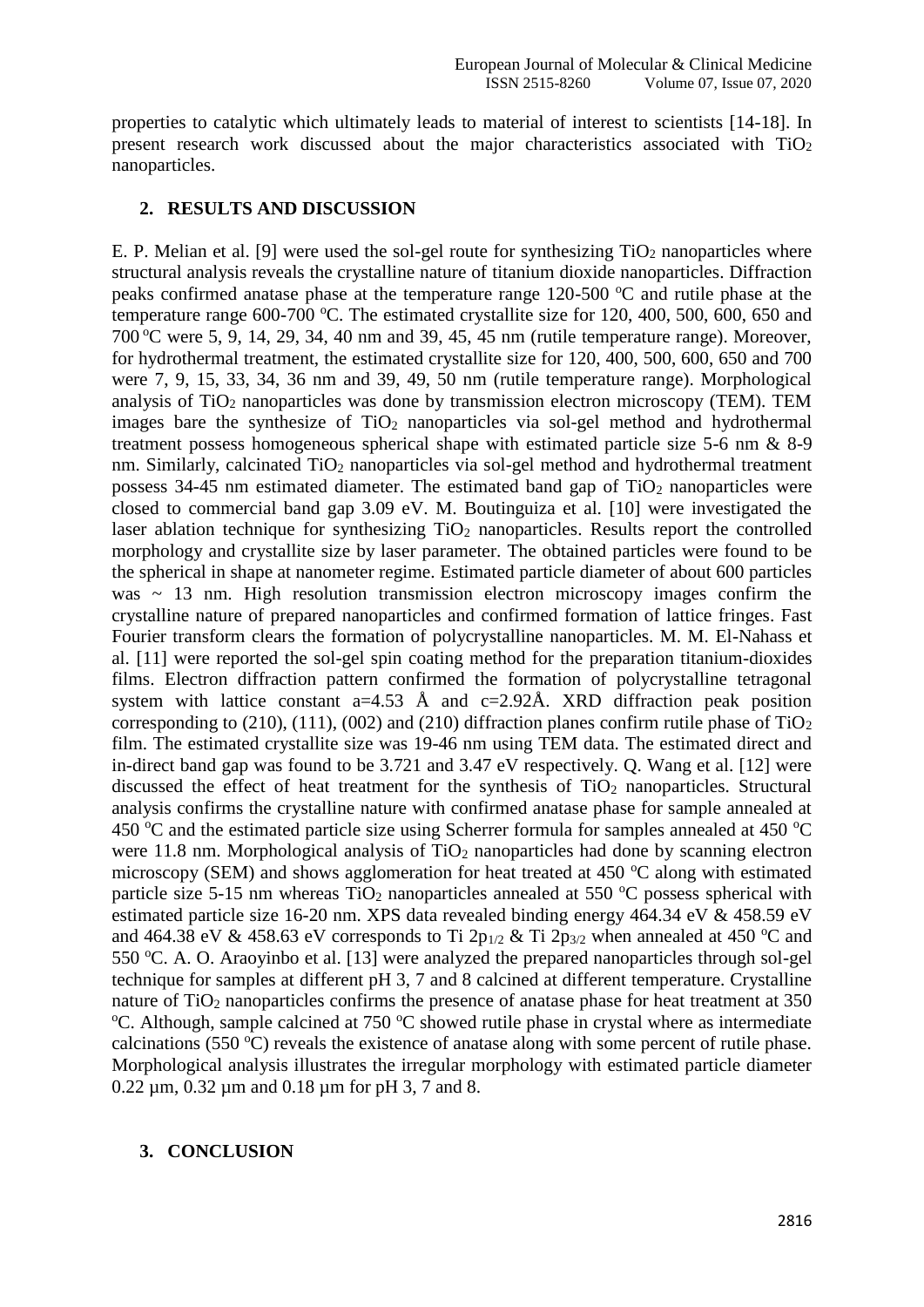properties to catalytic which ultimately leads to material of interest to scientists [14-18]. In present research work discussed about the major characteristics associated with $TiO_2$ nanoparticles.

## 2. RESULTS AND DISCUSSION

E. P. Melian et al. [9] were used the sol-gel route for synthesizing $TiO_2$ nanoparticles where structural analysis reveals the crystalline nature of titanium dioxide nanoparticles. Diffraction peaks confirmed anatase phase at the temperature range 120-500 $^oC$ and rutile phase at the temperature range 600-700 $^oC$. The estimated crystallite size for 120, 400, 500, 600, 650 and 700 $^oC$ were 5, 9, 14, 29, 34, 40 nm and 39, 45, 45 nm (rutile temperature range). Moreover, for hydrothermal treatment, the estimated crystallite size for 120, 400, 500, 600, 650 and 700 were 7, 9, 15, 33, 34, 36 nm and 39, 49, 50 nm (rutile temperature range). Morphological analysis of $TiO_2$ nanoparticles was done by transmission electron microscopy (TEM). TEM images bare the synthesize of $TiO_2$ nanoparticles via sol-gel method and hydrothermal treatment possess homogeneous spherical shape with estimated particle size 5-6 nm & 8-9 nm. Similarly, calcinated $TiO_2$ nanoparticles via sol-gel method and hydrothermal treatment possess 34-45 nm estimated diameter. The estimated band gap of $TiO_2$ nanoparticles were closed to commercial band gap 3.09 eV. M. Boutinguiza et al. [10] were investigated the laser ablation technique for synthesizing $TiO_2$ nanoparticles. Results report the controlled morphology and crystallite size by laser parameter. The obtained particles were found to be the spherical in shape at nanometer regime. Estimated particle diameter of about 600 particles was ~ 13 nm. High resolution transmission electron microscopy images confirm the crystalline nature of prepared nanoparticles and confirmed formation of lattice fringes. Fast Fourier transform clears the formation of polycrystalline nanoparticles. M. M. El-Nahass et al. [11] were reported the sol-gel spin coating method for the preparation titanium-dioxides films. Electron diffraction pattern confirmed the formation of polycrystalline tetragonal system with lattice constant a=4.53 Å and c=2.92Å. XRD diffraction peak position corresponding to (210), (111), (002) and (210) diffraction planes confirm rutile phase of $TiO_2$ film. The estimated crystallite size was 19-46 nm using TEM data. The estimated direct and in-direct band gap was found to be 3.721 and 3.47 eV respectively. Q. Wang et al. [12] were discussed the effect of heat treatment for the synthesis of $TiO_2$ nanoparticles. Structural analysis confirms the crystalline nature with confirmed anatase phase for sample annealed at 450 $^oC$ and the estimated particle size using Scherrer formula for samples annealed at 450 $^oC$ were 11.8 nm. Morphological analysis of $TiO_2$ nanoparticles had done by scanning electron microscopy (SEM) and shows agglomeration for heat treated at 450 $^oC$ along with estimated particle size 5-15 nm whereas $TiO_2$ nanoparticles annealed at 550 $^oC$ possess spherical with estimated particle size 16-20 nm. XPS data revealed binding energy 464.34 eV & 458.59 eV and 464.38 eV & 458.63 eV corresponds to Ti $2p_{1/2}$ & Ti $2p_{3/2}$ when annealed at 450 $^oC$ and 550 $^oC$. A. O. Araoyinbo et al. [13] were analyzed the prepared nanoparticles through sol-gel technique for samples at different pH 3, 7 and 8 calcined at different temperature. Crystalline nature of $TiO_2$ nanoparticles confirms the presence of anatase phase for heat treatment at 350 $^oC$. Although, sample calcined at 750 $^oC$ showed rutile phase in crystal where as intermediate calcinations (550 $^oC$) reveals the existence of anatase along with some percent of rutile phase. Morphological analysis illustrates the irregular morphology with estimated particle diameter 0.22 µm, 0.32 µm and 0.18 µm for pH 3, 7 and 8.

## 3. CONCLUSION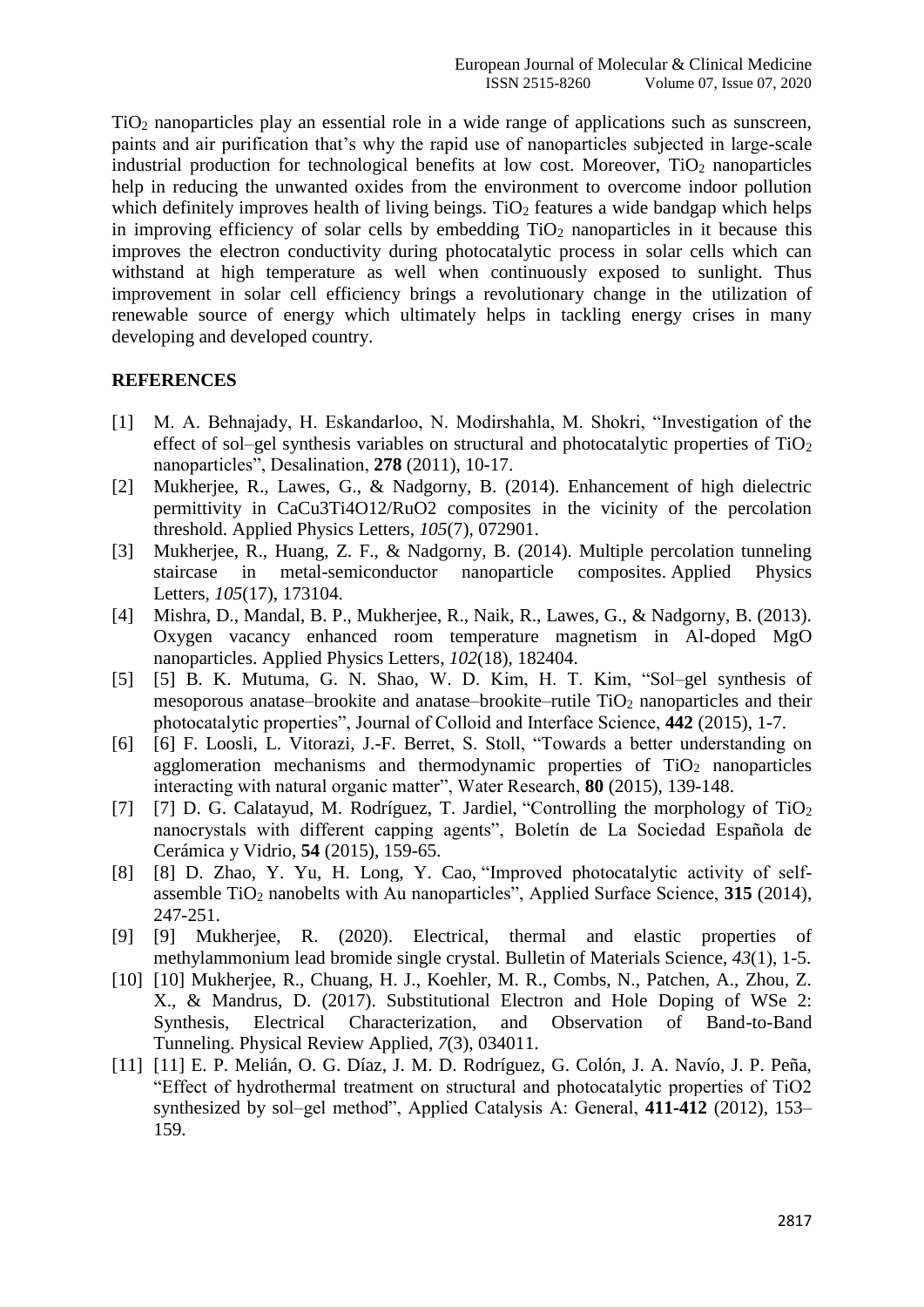$TiO_2$ nanoparticles play an essential role in a wide range of applications such as sunscreen, paints and air purification that's why the rapid use of nanoparticles subjected in large-scale industrial production for technological benefits at low cost. Moreover, $TiO_2$ nanoparticles help in reducing the unwanted oxides from the environment to overcome indoor pollution which definitely improves health of living beings. $TiO_2$ features a wide bandgap which helps in improving efficiency of solar cells by embedding $TiO_2$ nanoparticles in it because this improves the electron conductivity during photocatalytic process in solar cells which can withstand at high temperature as well when continuously exposed to sunlight. Thus improvement in solar cell efficiency brings a revolutionary change in the utilization of renewable source of energy which ultimately helps in tackling energy crises in many developing and developed country.

## REFERENCES

[1] M. A. Behnajady, H. Eskandarloo, N. Modirshahla, M. Shokri, "Investigation of the effect of sol–gel synthesis variables on structural and photocatalytic properties of $TiO_2$ nanoparticles", Desalination, **278** (2011), 10-17.

[2] Mukherjee, R., Lawes, G., & Nadgorny, B. (2014). Enhancement of high dielectric permittivity in CaCu3Ti4O12/RuO2 composites in the vicinity of the percolation threshold. Applied Physics Letters, *105*(7), 072901.

[3] Mukherjee, R., Huang, Z. F., & Nadgorny, B. (2014). Multiple percolation tunneling staircase in metal-semiconductor nanoparticle composites. Applied Physics Letters, *105*(17), 173104.

[4] Mishra, D., Mandal, B. P., Mukherjee, R., Naik, R., Lawes, G., & Nadgorny, B. (2013). Oxygen vacancy enhanced room temperature magnetism in Al-doped MgO nanoparticles. Applied Physics Letters, *102*(18), 182404.

[5] [5] B. K. Mutuma, G. N. Shao, W. D. Kim, H. T. Kim, "Sol–gel synthesis of mesoporous anatase–brookite and anatase–brookite–rutile $TiO_2$ nanoparticles and their photocatalytic properties", Journal of Colloid and Interface Science, **442** (2015), 1-7.

[6] [6] F. Loosli, L. Vitorazi, J.-F. Berret, S. Stoll, "Towards a better understanding on agglomeration mechanisms and thermodynamic properties of $TiO_2$ nanoparticles interacting with natural organic matter", Water Research, **80** (2015), 139-148.

[7] [7] D. G. Calatayud, M. Rodríguez, T. Jardiel, "Controlling the morphology of $TiO_2$ nanocrystals with different capping agents", Boletín de La Sociedad Española de Cerámica y Vidrio, **54** (2015), 159-65.

[8] [8] D. Zhao, Y. Yu, H. Long, Y. Cao, "Improved photocatalytic activity of self-assemble $TiO_2$ nanobelts with Au nanoparticles", Applied Surface Science, **315** (2014), 247-251.

[9] [9] Mukherjee, R. (2020). Electrical, thermal and elastic properties of methylammonium lead bromide single crystal. Bulletin of Materials Science, *43*(1), 1-5.

[10] [10] Mukherjee, R., Chuang, H. J., Koehler, M. R., Combs, N., Patchen, A., Zhou, Z. X., & Mandrus, D. (2017). Substitutional Electron and Hole Doping of WSe 2: Synthesis, Electrical Characterization, and Observation of Band-to-Band Tunneling. Physical Review Applied, *7*(3), 034011.

[11] [11] E. P. Melián, O. G. Díaz, J. M. D. Rodríguez, G. Colón, J. A. Navío, J. P. Peña, "Effect of hydrothermal treatment on structural and photocatalytic properties of TiO2 synthesized by sol–gel method", Applied Catalysis A: General, **411-412** (2012), 153–159.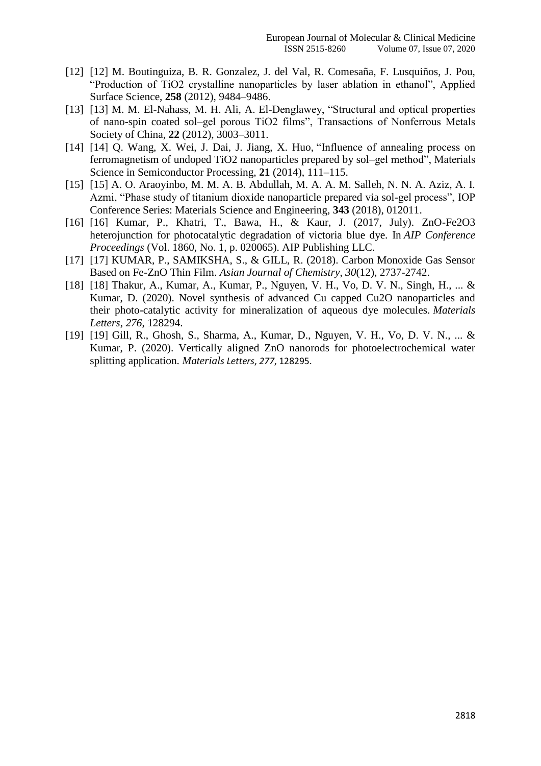[12] [12] M. Boutinguiza, B. R. Gonzalez, J. del Val, R. Comesaña, F. Lusquiños, J. Pou, "Production of $TiO_2$ crystalline nanoparticles by laser ablation in ethanol", Applied Surface Science, **258** (2012), 9484–9486.

[13] [13] M. M. El-Nahass, M. H. Ali, A. El-Denglawey, "Structural and optical properties of nano-spin coated sol–gel porous $TiO_2$ films", Transactions of Nonferrous Metals Society of China, **22** (2012), 3003–3011.

[14] [14] Q. Wang, X. Wei, J. Dai, J. Jiang, X. Huo, "Influence of annealing process on ferromagnetism of undoped $TiO_2$ nanoparticles prepared by sol–gel method", Materials Science in Semiconductor Processing, **21** (2014), 111–115.

[15] [15] A. O. Araoyinbo, M. M. A. B. Abdullah, M. A. A. M. Salleh, N. N. A. Aziz, A. I. Azmi, "Phase study of titanium dioxide nanoparticle prepared via sol-gel process", IOP Conference Series: Materials Science and Engineering, **343** (2018), 012011.

[16] [16] Kumar, P., Khatri, T., Bawa, H., & Kaur, J. (2017, July). ZnO-$Fe_2O_3$ heterojunction for photocatalytic degradation of victoria blue dye. In *AIP Conference Proceedings* (Vol. 1860, No. 1, p. 020065). AIP Publishing LLC.

[17] [17] KUMAR, P., SAMIKSHA, S., & GILL, R. (2018). Carbon Monoxide Gas Sensor Based on Fe-ZnO Thin Film. *Asian Journal of Chemistry*, *30*(12), 2737-2742.

[18] [18] Thakur, A., Kumar, A., Kumar, P., Nguyen, V. H., Vo, D. V. N., Singh, H., ... & Kumar, D. (2020). Novel synthesis of advanced Cu capped $Cu_2O$ nanoparticles and their photo-catalytic activity for mineralization of aqueous dye molecules. *Materials Letters*, *276*, 128294.

[19] [19] Gill, R., Ghosh, S., Sharma, A., Kumar, D., Nguyen, V. H., Vo, D. V. N., ... & Kumar, P. (2020). Vertically aligned ZnO nanorods for photoelectrochemical water splitting application. *Materials Letters*, *277*, 128295.